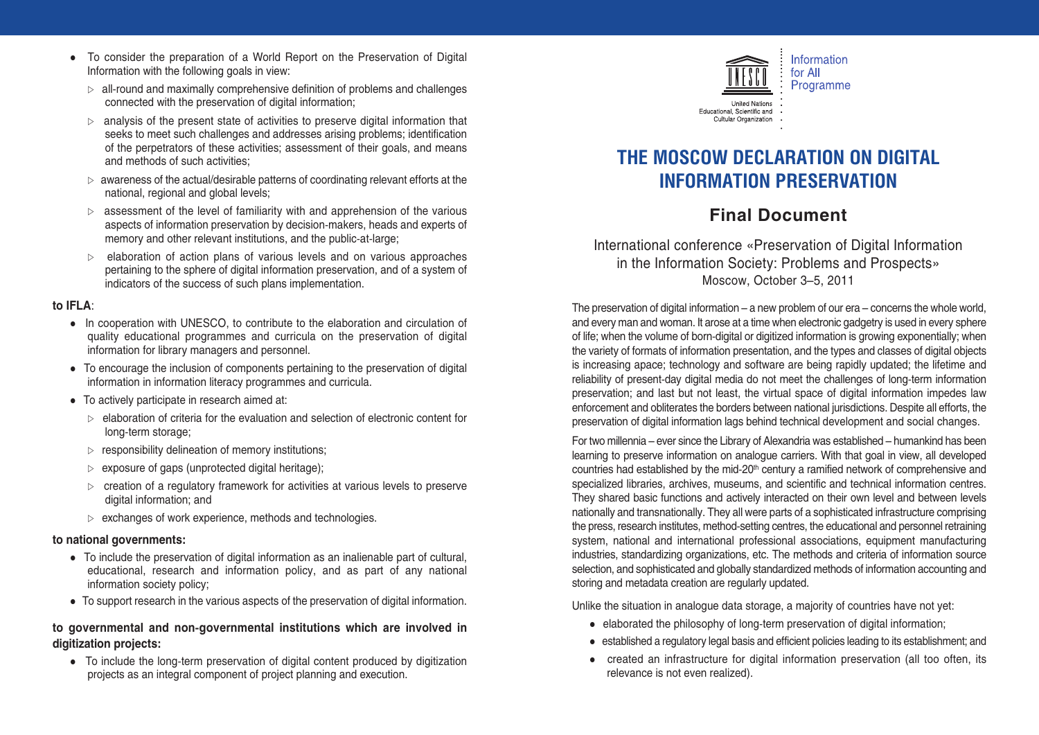United Nations Educational, Scientific and Cultural Organization

Information for All Programme

# THE MOSCOW DECLARATION ON DIGITAL INFORMATION PRESERVATION

## Final Document

International conference «Preservation of Digital Information in the Information Society: Problems and Prospects»
Moscow, October 3–5, 2011

The preservation of digital information – a new problem of our era – concerns the whole world, and every man and woman. It arose at a time when electronic gadgetry is used in every sphere of life; when the volume of born-digital or digitized information is growing exponentially; when the variety of formats of information presentation, and the types and classes of digital objects is increasing apace; technology and software are being rapidly updated; the lifetime and reliability of present-day digital media do not meet the challenges of long-term information preservation; and last but not least, the virtual space of digital information impedes law enforcement and obliterates the borders between national jurisdictions. Despite all efforts, the preservation of digital information lags behind technical development and social changes.

For two millennia – ever since the Library of Alexandria was established – humankind has been learning to preserve information on analogue carriers. With that goal in view, all developed countries had established by the mid-20th century a ramified network of comprehensive and specialized libraries, archives, museums, and scientific and technical information centres. They shared basic functions and actively interacted on their own level and between levels nationally and transnationally. They all were parts of a sophisticated infrastructure comprising the press, research institutes, method-setting centres, the educational and personnel retraining system, national and international professional associations, equipment manufacturing industries, standardizing organizations, etc. The methods and criteria of information source selection, and sophisticated and globally standardized methods of information accounting and storing and metadata creation are regularly updated.

Unlike the situation in analogue data storage, a majority of countries have not yet:

- elaborated the philosophy of long-term preservation of digital information;
- established a regulatory legal basis and efficient policies leading to its establishment; and
- created an infrastructure for digital information preservation (all too often, its relevance is not even realized).

---

- To consider the preparation of a World Report on the Preservation of Digital Information with the following goals in view:
  - all-round and maximally comprehensive definition of problems and challenges connected with the preservation of digital information;
  - analysis of the present state of activities to preserve digital information that seeks to meet such challenges and addresses arising problems; identification of the perpetrators of these activities; assessment of their goals, and means and methods of such activities;
  - awareness of the actual/desirable patterns of coordinating relevant efforts at the national, regional and global levels;
  - assessment of the level of familiarity with and apprehension of the various aspects of information preservation by decision-makers, heads and experts of memory and other relevant institutions, and the public-at-large;
  - elaboration of action plans of various levels and on various approaches pertaining to the sphere of digital information preservation, and of a system of indicators of the success of such plans implementation.

**to IFLA**:

- In cooperation with UNESCO, to contribute to the elaboration and circulation of quality educational programmes and curricula on the preservation of digital information for library managers and personnel.
- To encourage the inclusion of components pertaining to the preservation of digital information in information literacy programmes and curricula.
- To actively participate in research aimed at:
  - elaboration of criteria for the evaluation and selection of electronic content for long-term storage;
  - responsibility delineation of memory institutions;
  - exposure of gaps (unprotected digital heritage);
  - creation of a regulatory framework for activities at various levels to preserve digital information; and
  - exchanges of work experience, methods and technologies.

**to national governments:**

- To include the preservation of digital information as an inalienable part of cultural, educational, research and information policy, and as part of any national information society policy;
- To support research in the various aspects of the preservation of digital information.

**to governmental and non-governmental institutions which are involved in digitization projects:**

- To include the long-term preservation of digital content produced by digitization projects as an integral component of project planning and execution.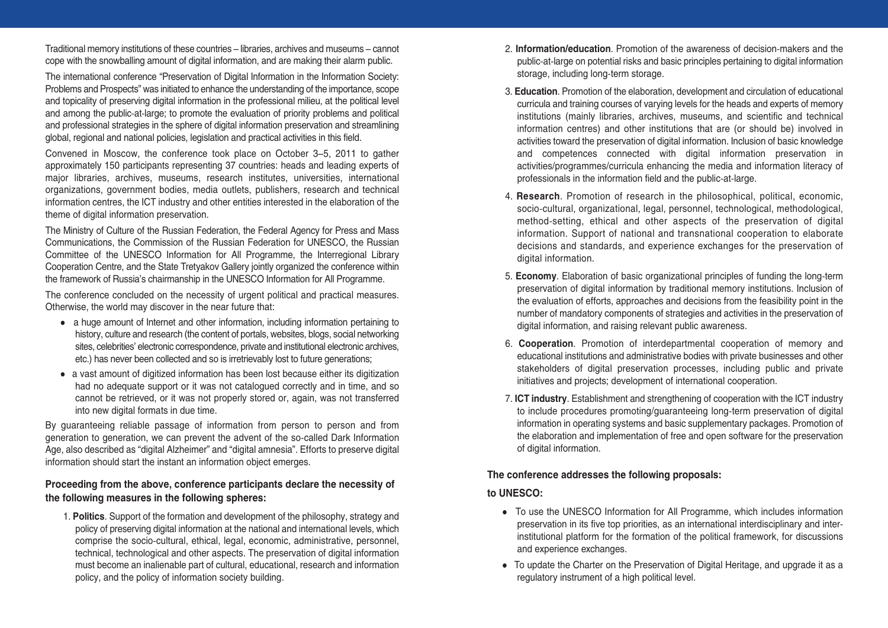Traditional memory institutions of these countries – libraries, archives and museums – cannot cope with the snowballing amount of digital information, and are making their alarm public.

The international conference "Preservation of Digital Information in the Information Society: Problems and Prospects" was initiated to enhance the understanding of the importance, scope and topicality of preserving digital information in the professional milieu, at the political level and among the public-at-large; to promote the evaluation of priority problems and political and professional strategies in the sphere of digital information preservation and streamlining global, regional and national policies, legislation and practical activities in this field.

Convened in Moscow, the conference took place on October 3–5, 2011 to gather approximately 150 participants representing 37 countries: heads and leading experts of major libraries, archives, museums, research institutes, universities, international organizations, government bodies, media outlets, publishers, research and technical information centres, the ICT industry and other entities interested in the elaboration of the theme of digital information preservation.

The Ministry of Culture of the Russian Federation, the Federal Agency for Press and Mass Communications, the Commission of the Russian Federation for UNESCO, the Russian Committee of the UNESCO Information for All Programme, the Interregional Library Cooperation Centre, and the State Tretyakov Gallery jointly organized the conference within the framework of Russia's chairmanship in the UNESCO Information for All Programme.

The conference concluded on the necessity of urgent political and practical measures. Otherwise, the world may discover in the near future that:

- a huge amount of Internet and other information, including information pertaining to history, culture and research (the content of portals, websites, blogs, social networking sites, celebrities' electronic correspondence, private and institutional electronic archives, etc.) has never been collected and so is irretrievably lost to future generations;
- a vast amount of digitized information has been lost because either its digitization had no adequate support or it was not catalogued correctly and in time, and so cannot be retrieved, or it was not properly stored or, again, was not transferred into new digital formats in due time.

By guaranteeing reliable passage of information from person to person and from generation to generation, we can prevent the advent of the so-called Dark Information Age, also described as "digital Alzheimer" and "digital amnesia". Efforts to preserve digital information should start the instant an information object emerges.

**Proceeding from the above, conference participants declare the necessity of the following measures in the following spheres:**

1. **Politics**. Support of the formation and development of the philosophy, strategy and policy of preserving digital information at the national and international levels, which comprise the socio-cultural, ethical, legal, economic, administrative, personnel, technical, technological and other aspects. The preservation of digital information must become an inalienable part of cultural, educational, research and information policy, and the policy of information society building.
2. **Information/education**. Promotion of the awareness of decision-makers and the public-at-large on potential risks and basic principles pertaining to digital information storage, including long-term storage.
3. **Education**. Promotion of the elaboration, development and circulation of educational curricula and training courses of varying levels for the heads and experts of memory institutions (mainly libraries, archives, museums, and scientific and technical information centres) and other institutions that are (or should be) involved in activities toward the preservation of digital information. Inclusion of basic knowledge and competences connected with digital information preservation in activities/programmes/curricula enhancing the media and information literacy of professionals in the information field and the public-at-large.
4. **Research**. Promotion of research in the philosophical, political, economic, socio-cultural, organizational, legal, personnel, technological, methodological, method-setting, ethical and other aspects of the preservation of digital information. Support of national and transnational cooperation to elaborate decisions and standards, and experience exchanges for the preservation of digital information.
5. **Economy**. Elaboration of basic organizational principles of funding the long-term preservation of digital information by traditional memory institutions. Inclusion of the evaluation of efforts, approaches and decisions from the feasibility point in the number of mandatory components of strategies and activities in the preservation of digital information, and raising relevant public awareness.
6. **Cooperation**. Promotion of interdepartmental cooperation of memory and educational institutions and administrative bodies with private businesses and other stakeholders of digital preservation processes, including public and private initiatives and projects; development of international cooperation.
7. **ICT industry**. Establishment and strengthening of cooperation with the ICT industry to include procedures promoting/guaranteeing long-term preservation of digital information in operating systems and basic supplementary packages. Promotion of the elaboration and implementation of free and open software for the preservation of digital information.

**The conference addresses the following proposals:**

**to UNESCO:**

- To use the UNESCO Information for All Programme, which includes information preservation in its five top priorities, as an international interdisciplinary and inter-institutional platform for the formation of the political framework, for discussions and experience exchanges.
- To update the Charter on the Preservation of Digital Heritage, and upgrade it as a regulatory instrument of a high political level.